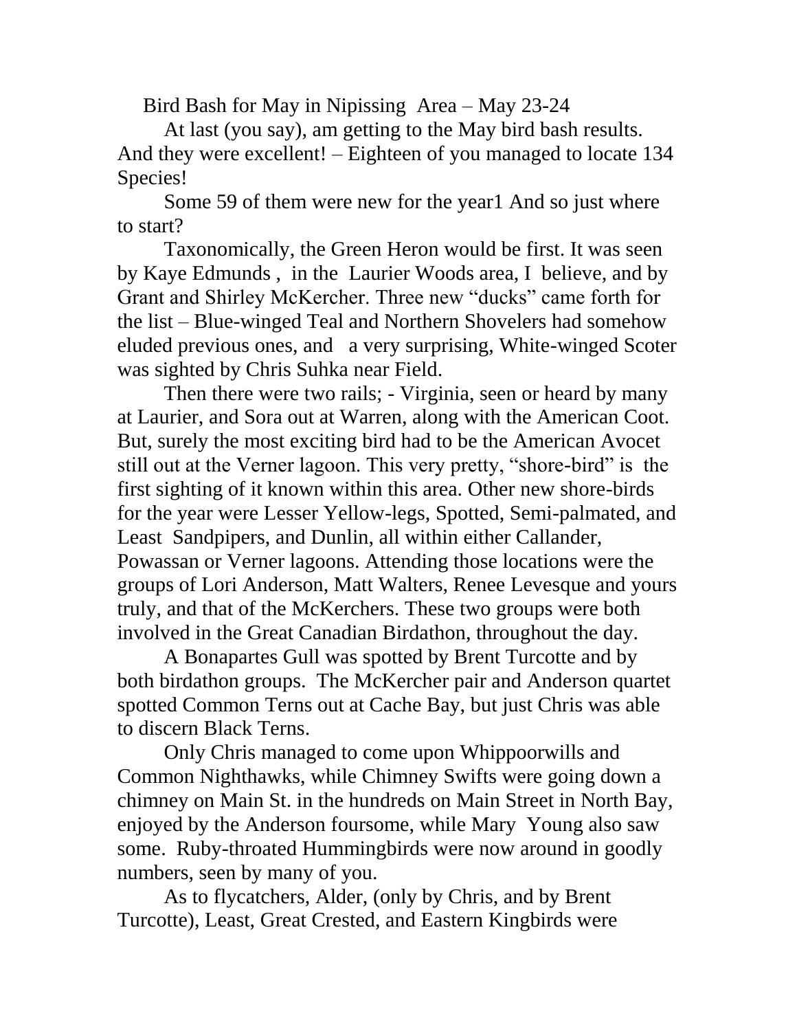# Bird Bash for May in Nipissing Area – May 23-24

At last (you say), am getting to the May bird bash results. And they were excellent! – Eighteen of you managed to locate 134 Species!

Some 59 of them were new for the year1 And so just where to start?

Taxonomically, the Green Heron would be first. It was seen by Kaye Edmunds , in the Laurier Woods area, I believe, and by Grant and Shirley McKercher. Three new "ducks" came forth for the list – Blue-winged Teal and Northern Shovelers had somehow eluded previous ones, and a very surprising, White-winged Scoter was sighted by Chris Suhka near Field.

Then there were two rails; - Virginia, seen or heard by many at Laurier, and Sora out at Warren, along with the American Coot. But, surely the most exciting bird had to be the American Avocet still out at the Verner lagoon. This very pretty, "shore-bird" is the first sighting of it known within this area. Other new shore-birds for the year were Lesser Yellow-legs, Spotted, Semi-palmated, and Least Sandpipers, and Dunlin, all within either Callander, Powassan or Verner lagoons. Attending those locations were the groups of Lori Anderson, Matt Walters, Renee Levesque and yours truly, and that of the McKerchers. These two groups were both involved in the Great Canadian Birdathon, throughout the day.

A Bonapartes Gull was spotted by Brent Turcotte and by both birdathon groups. The McKercher pair and Anderson quartet spotted Common Terns out at Cache Bay, but just Chris was able to discern Black Terns.

Only Chris managed to come upon Whippoorwills and Common Nighthawks, while Chimney Swifts were going down a chimney on Main St. in the hundreds on Main Street in North Bay, enjoyed by the Anderson foursome, while Mary Young also saw some. Ruby-throated Hummingbirds were now around in goodly numbers, seen by many of you.

As to flycatchers, Alder, (only by Chris, and by Brent Turcotte), Least, Great Crested, and Eastern Kingbirds were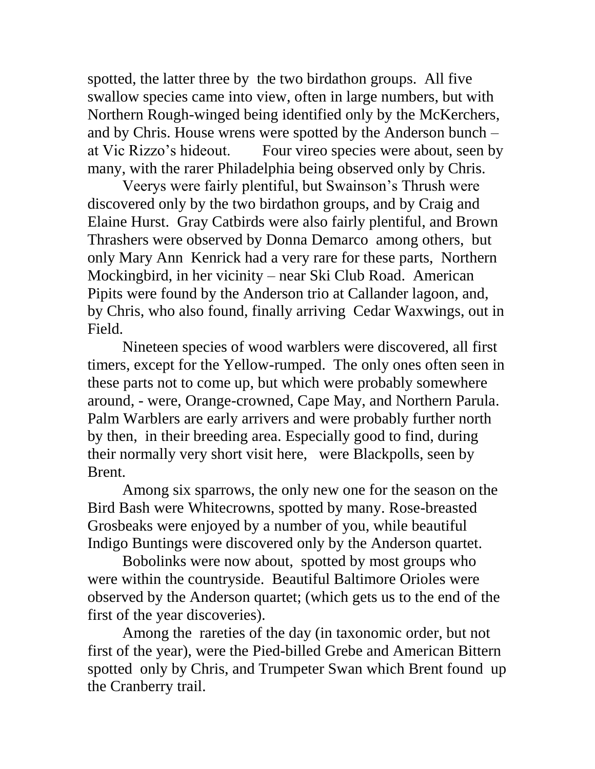spotted, the latter three by the two birdathon groups. All five swallow species came into view, often in large numbers, but with Northern Rough-winged being identified only by the McKerchers, and by Chris. House wrens were spotted by the Anderson bunch – at Vic Rizzo's hideout. Four vireo species were about, seen by many, with the rarer Philadelphia being observed only by Chris.

Veerys were fairly plentiful, but Swainson's Thrush were discovered only by the two birdathon groups, and by Craig and Elaine Hurst. Gray Catbirds were also fairly plentiful, and Brown Thrashers were observed by Donna Demarco among others, but only Mary Ann Kenrick had a very rare for these parts, Northern Mockingbird, in her vicinity – near Ski Club Road. American Pipits were found by the Anderson trio at Callander lagoon, and, by Chris, who also found, finally arriving Cedar Waxwings, out in Field.

Nineteen species of wood warblers were discovered, all first timers, except for the Yellow-rumped. The only ones often seen in these parts not to come up, but which were probably somewhere around, - were, Orange-crowned, Cape May, and Northern Parula. Palm Warblers are early arrivers and were probably further north by then, in their breeding area. Especially good to find, during their normally very short visit here, were Blackpolls, seen by Brent.

Among six sparrows, the only new one for the season on the Bird Bash were Whitecrowns, spotted by many. Rose-breasted Grosbeaks were enjoyed by a number of you, while beautiful Indigo Buntings were discovered only by the Anderson quartet.

Bobolinks were now about, spotted by most groups who were within the countryside. Beautiful Baltimore Orioles were observed by the Anderson quartet; (which gets us to the end of the first of the year discoveries).

Among the rareties of the day (in taxonomic order, but not first of the year), were the Pied-billed Grebe and American Bittern spotted only by Chris, and Trumpeter Swan which Brent found up the Cranberry trail.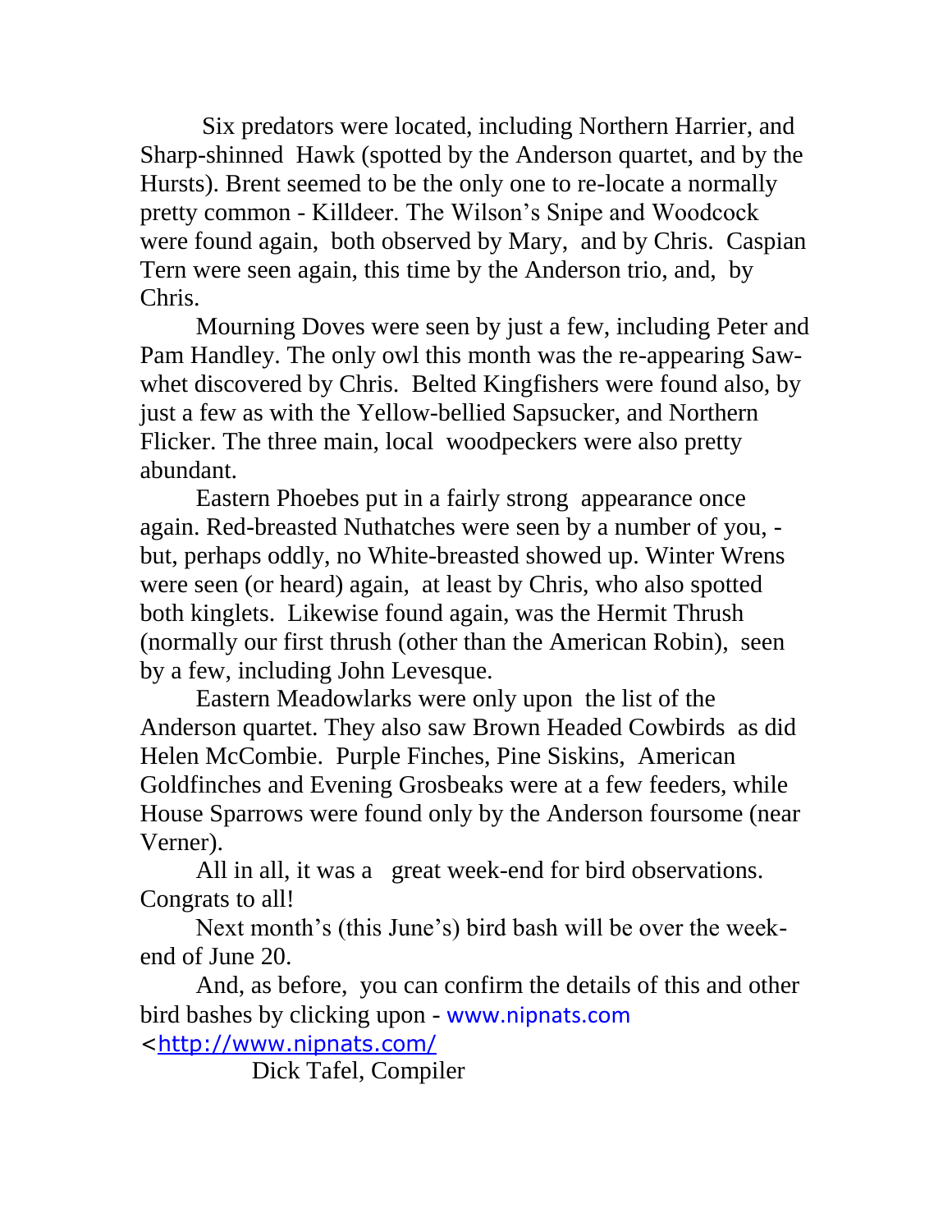Six predators were located, including Northern Harrier, and Sharp-shinned Hawk (spotted by the Anderson quartet, and by the Hursts). Brent seemed to be the only one to re-locate a normally pretty common - Killdeer. The Wilson's Snipe and Woodcock were found again, both observed by Mary, and by Chris. Caspian Tern were seen again, this time by the Anderson trio, and, by Chris.

Mourning Doves were seen by just a few, including Peter and Pam Handley. The only owl this month was the re-appearing Saw-whet discovered by Chris. Belted Kingfishers were found also, by just a few as with the Yellow-bellied Sapsucker, and Northern Flicker. The three main, local woodpeckers were also pretty abundant.

Eastern Phoebes put in a fairly strong appearance once again. Red-breasted Nuthatches were seen by a number of you, - but, perhaps oddly, no White-breasted showed up. Winter Wrens were seen (or heard) again, at least by Chris, who also spotted both kinglets. Likewise found again, was the Hermit Thrush (normally our first thrush (other than the American Robin), seen by a few, including John Levesque.

Eastern Meadowlarks were only upon the list of the Anderson quartet. They also saw Brown Headed Cowbirds as did Helen McCombie. Purple Finches, Pine Siskins, American Goldfinches and Evening Grosbeaks were at a few feeders, while House Sparrows were found only by the Anderson foursome (near Verner).

All in all, it was a great week-end for bird observations. Congrats to all!

Next month's (this June's) bird bash will be over the week-end of June 20.

And, as before, you can confirm the details of this and other bird bashes by clicking upon - www.nipnats.com <http://www.nipnats.com/

Dick Tafel, Compiler